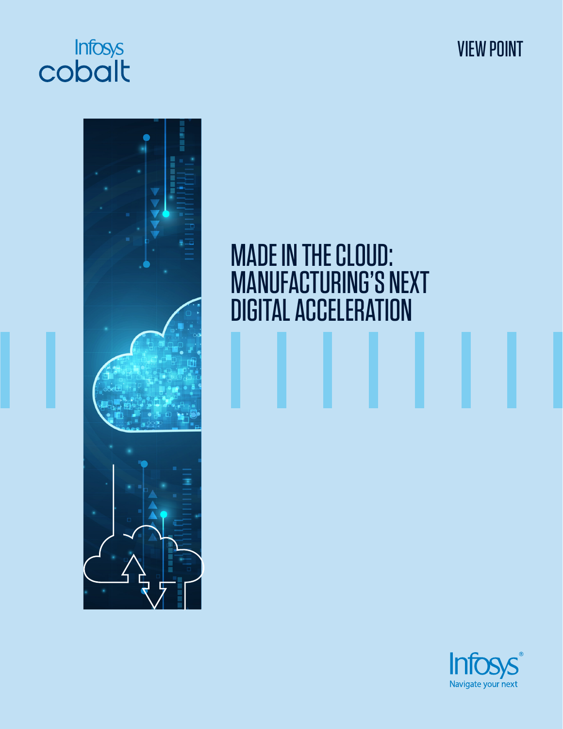Infosys cobalt

VIEW POINT

# MADE IN THE CLOUD: MANUFACTURING'S NEXT DIGITAL ACCELERATION

Infosys®
Navigate your next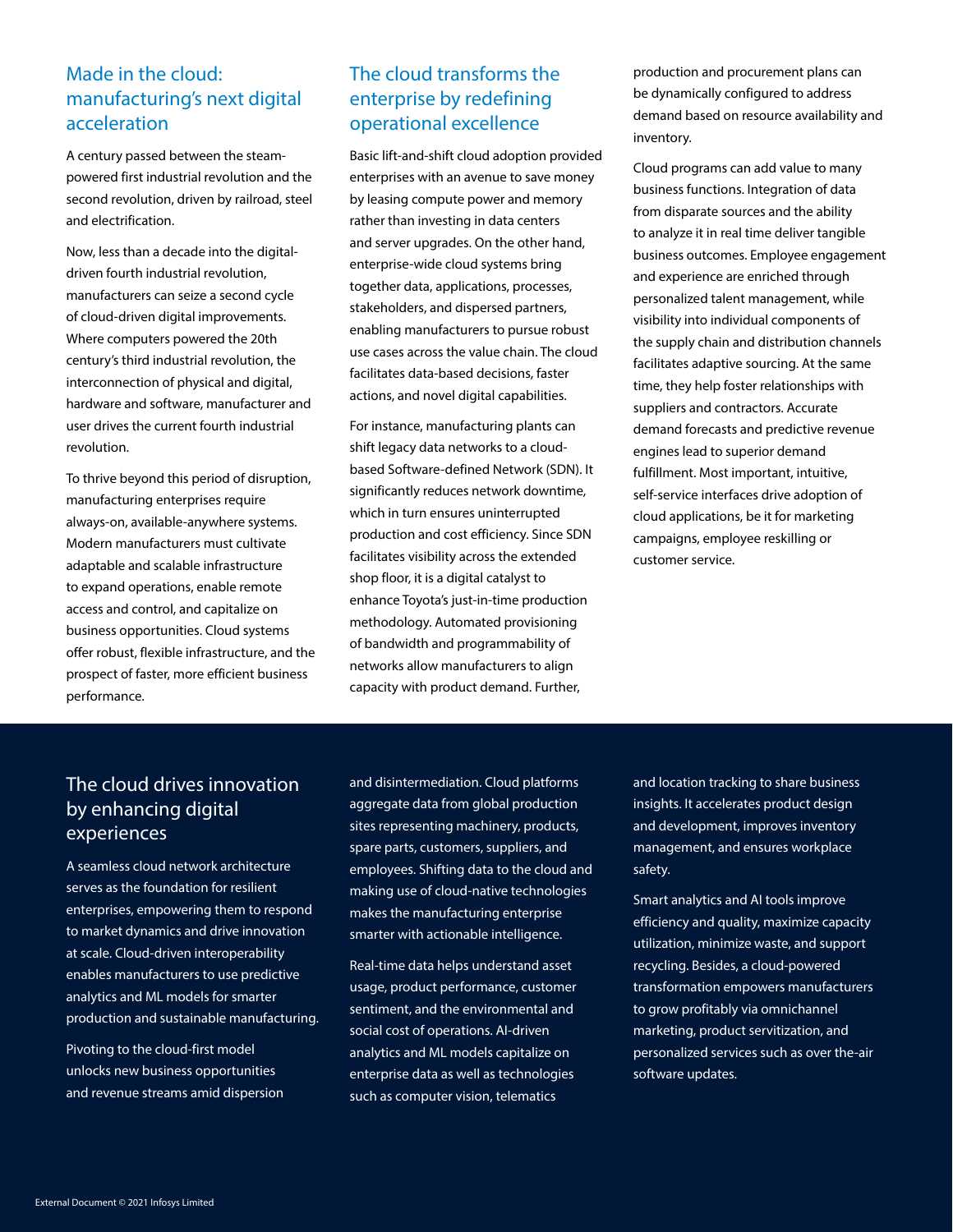## Made in the cloud: manufacturing's next digital acceleration

A century passed between the steam-powered first industrial revolution and the second revolution, driven by railroad, steel and electrification.

Now, less than a decade into the digital-driven fourth industrial revolution, manufacturers can seize a second cycle of cloud-driven digital improvements. Where computers powered the 20th century's third industrial revolution, the interconnection of physical and digital, hardware and software, manufacturer and user drives the current fourth industrial revolution.

To thrive beyond this period of disruption, manufacturing enterprises require always-on, available-anywhere systems. Modern manufacturers must cultivate adaptable and scalable infrastructure to expand operations, enable remote access and control, and capitalize on business opportunities. Cloud systems offer robust, flexible infrastructure, and the prospect of faster, more efficient business performance.

## The cloud transforms the enterprise by redefining operational excellence

Basic lift-and-shift cloud adoption provided enterprises with an avenue to save money by leasing compute power and memory rather than investing in data centers and server upgrades. On the other hand, enterprise-wide cloud systems bring together data, applications, processes, stakeholders, and dispersed partners, enabling manufacturers to pursue robust use cases across the value chain. The cloud facilitates data-based decisions, faster actions, and novel digital capabilities.

For instance, manufacturing plants can shift legacy data networks to a cloud-based Software-defined Network (SDN). It significantly reduces network downtime, which in turn ensures uninterrupted production and cost efficiency. Since SDN facilitates visibility across the extended shop floor, it is a digital catalyst to enhance Toyota's just-in-time production methodology. Automated provisioning of bandwidth and programmability of networks allow manufacturers to align capacity with product demand. Further, production and procurement plans can be dynamically configured to address demand based on resource availability and inventory.

Cloud programs can add value to many business functions. Integration of data from disparate sources and the ability to analyze it in real time deliver tangible business outcomes. Employee engagement and experience are enriched through personalized talent management, while visibility into individual components of the supply chain and distribution channels facilitates adaptive sourcing. At the same time, they help foster relationships with suppliers and contractors. Accurate demand forecasts and predictive revenue engines lead to superior demand fulfillment. Most important, intuitive, self-service interfaces drive adoption of cloud applications, be it for marketing campaigns, employee reskilling or customer service.

## The cloud drives innovation by enhancing digital experiences

A seamless cloud network architecture serves as the foundation for resilient enterprises, empowering them to respond to market dynamics and drive innovation at scale. Cloud-driven interoperability enables manufacturers to use predictive analytics and ML models for smarter production and sustainable manufacturing.

Pivoting to the cloud-first model unlocks new business opportunities and revenue streams amid dispersion and disintermediation. Cloud platforms aggregate data from global production sites representing machinery, products, spare parts, customers, suppliers, and employees. Shifting data to the cloud and making use of cloud-native technologies makes the manufacturing enterprise smarter with actionable intelligence.

Real-time data helps understand asset usage, product performance, customer sentiment, and the environmental and social cost of operations. AI-driven analytics and ML models capitalize on enterprise data as well as technologies such as computer vision, telematics and location tracking to share business insights. It accelerates product design and development, improves inventory management, and ensures workplace safety.

Smart analytics and AI tools improve efficiency and quality, maximize capacity utilization, minimize waste, and support recycling. Besides, a cloud-powered transformation empowers manufacturers to grow profitably via omnichannel marketing, product servitization, and personalized services such as over the-air software updates.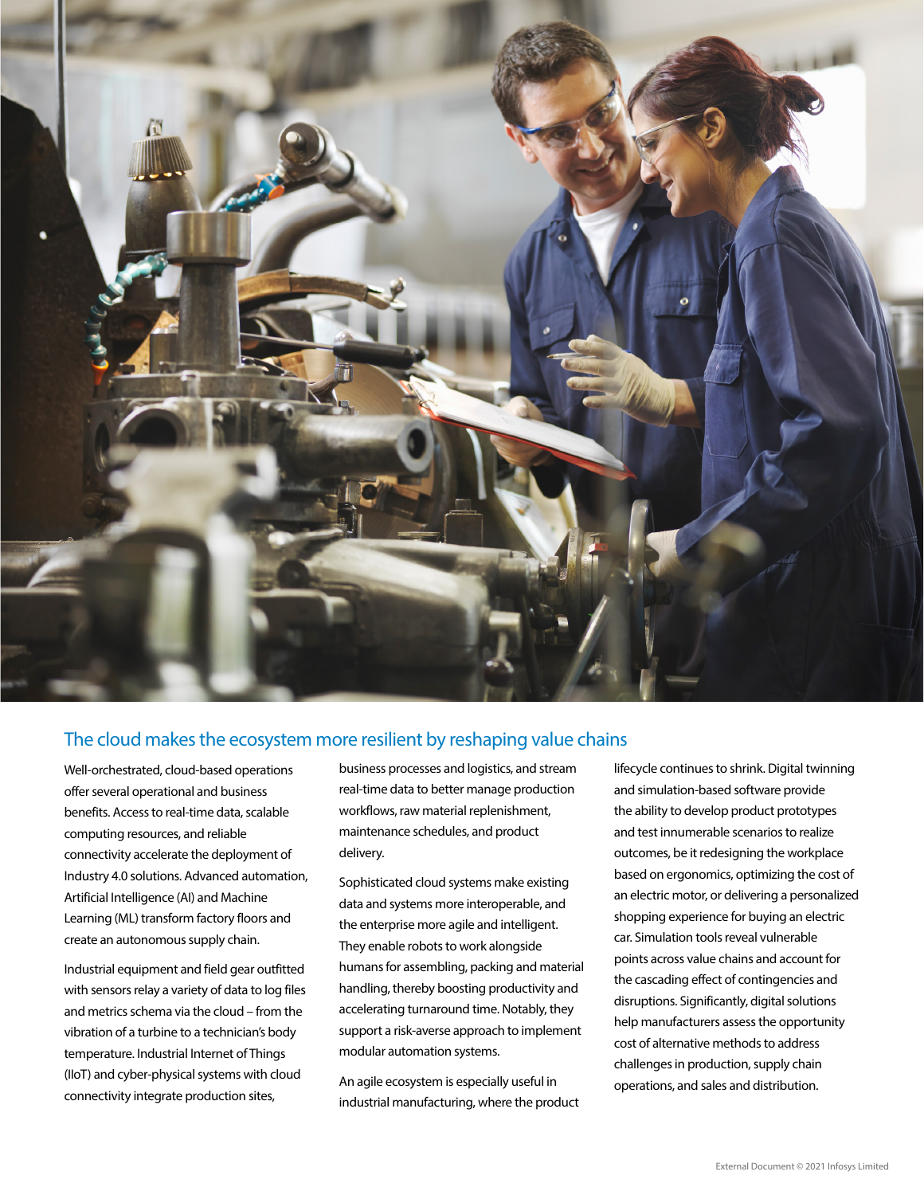## The cloud makes the ecosystem more resilient by reshaping value chains

Well-orchestrated, cloud-based operations offer several operational and business benefits. Access to real-time data, scalable computing resources, and reliable connectivity accelerate the deployment of Industry 4.0 solutions. Advanced automation, Artificial Intelligence (AI) and Machine Learning (ML) transform factory floors and create an autonomous supply chain.

Industrial equipment and field gear outfitted with sensors relay a variety of data to log files and metrics schema via the cloud – from the vibration of a turbine to a technician's body temperature. Industrial Internet of Things (IIoT) and cyber-physical systems with cloud connectivity integrate production sites, business processes and logistics, and stream real-time data to better manage production workflows, raw material replenishment, maintenance schedules, and product delivery.

Sophisticated cloud systems make existing data and systems more interoperable, and the enterprise more agile and intelligent. They enable robots to work alongside humans for assembling, packing and material handling, thereby boosting productivity and accelerating turnaround time. Notably, they support a risk-averse approach to implement modular automation systems.

An agile ecosystem is especially useful in industrial manufacturing, where the product lifecycle continues to shrink. Digital twinning and simulation-based software provide the ability to develop product prototypes and test innumerable scenarios to realize outcomes, be it redesigning the workplace based on ergonomics, optimizing the cost of an electric motor, or delivering a personalized shopping experience for buying an electric car. Simulation tools reveal vulnerable points across value chains and account for the cascading effect of contingencies and disruptions. Significantly, digital solutions help manufacturers assess the opportunity cost of alternative methods to address challenges in production, supply chain operations, and sales and distribution.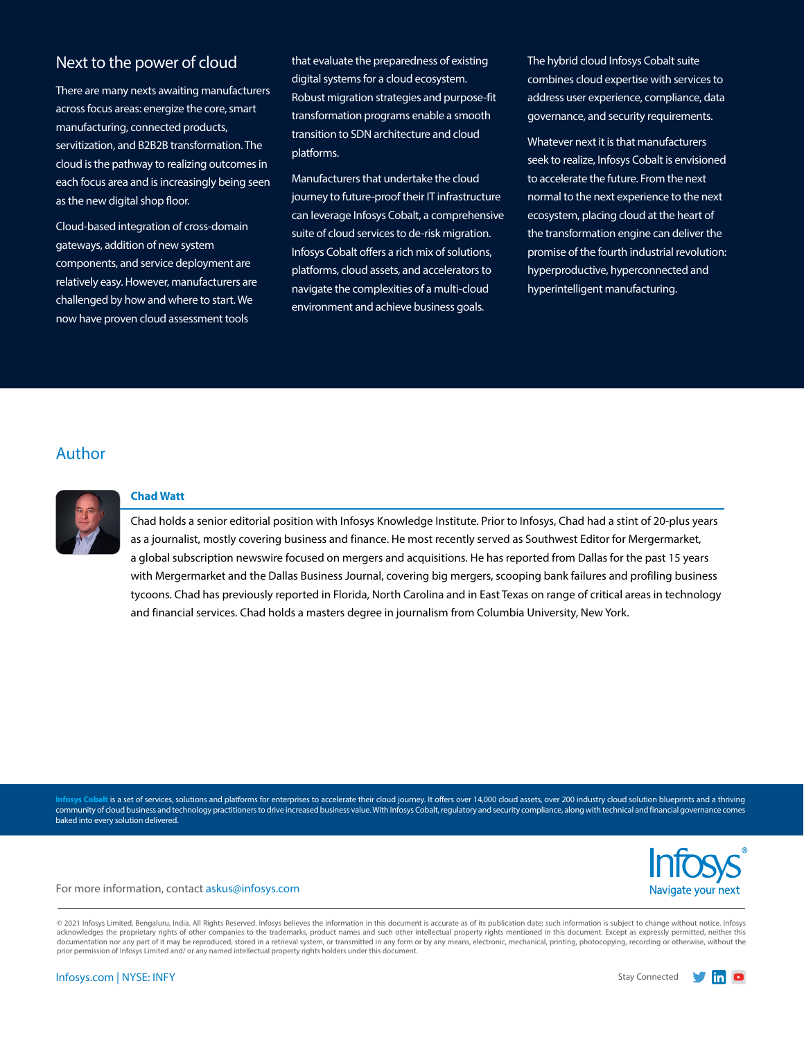## Next to the power of cloud

There are many nexts awaiting manufacturers across focus areas: energize the core, smart manufacturing, connected products, servitization, and B2B2B transformation. The cloud is the pathway to realizing outcomes in each focus area and is increasingly being seen as the new digital shop floor.

Cloud-based integration of cross-domain gateways, addition of new system components, and service deployment are relatively easy. However, manufacturers are challenged by how and where to start. We now have proven cloud assessment tools that evaluate the preparedness of existing digital systems for a cloud ecosystem. Robust migration strategies and purpose-fit transformation programs enable a smooth transition to SDN architecture and cloud platforms.

Manufacturers that undertake the cloud journey to future-proof their IT infrastructure can leverage Infosys Cobalt, a comprehensive suite of cloud services to de-risk migration. Infosys Cobalt offers a rich mix of solutions, platforms, cloud assets, and accelerators to navigate the complexities of a multi-cloud environment and achieve business goals.

The hybrid cloud Infosys Cobalt suite combines cloud expertise with services to address user experience, compliance, data governance, and security requirements.

Whatever next it is that manufacturers seek to realize, Infosys Cobalt is envisioned to accelerate the future. From the next normal to the next experience to the next ecosystem, placing cloud at the heart of the transformation engine can deliver the promise of the fourth industrial revolution: hyperproductive, hyperconnected and hyperintelligent manufacturing.

## Author

**Chad Watt**

Chad holds a senior editorial position with Infosys Knowledge Institute. Prior to Infosys, Chad had a stint of 20-plus years as a journalist, mostly covering business and finance. He most recently served as Southwest Editor for Mergermarket, a global subscription newswire focused on mergers and acquisitions. He has reported from Dallas for the past 15 years with Mergermarket and the Dallas Business Journal, covering big mergers, scooping bank failures and profiling business tycoons. Chad has previously reported in Florida, North Carolina and in East Texas on range of critical areas in technology and financial services. Chad holds a masters degree in journalism from Columbia University, New York.

**Infosys Cobalt** is a set of services, solutions and platforms for enterprises to accelerate their cloud journey. It offers over 14,000 cloud assets, over 200 industry cloud solution blueprints and a thriving community of cloud business and technology practitioners to drive increased business value. With Infosys Cobalt, regulatory and security compliance, along with technical and financial governance comes baked into every solution delivered.

For more information, contact askus@infosys.com

Infosys® Navigate your next

© 2021 Infosys Limited, Bengaluru, India. All Rights Reserved. Infosys believes the information in this document is accurate as of its publication date; such information is subject to change without notice. Infosys acknowledges the proprietary rights of other companies to the trademarks, product names and such other intellectual property rights mentioned in this document. Except as expressly permitted, neither this documentation nor any part of it may be reproduced, stored in a retrieval system, or transmitted in any form or by any means, electronic, mechanical, printing, photocopying, recording or otherwise, without the prior permission of Infosys Limited and/ or any named intellectual property rights holders under this document.

Infosys.com | NYSE: INFY

Stay Connected